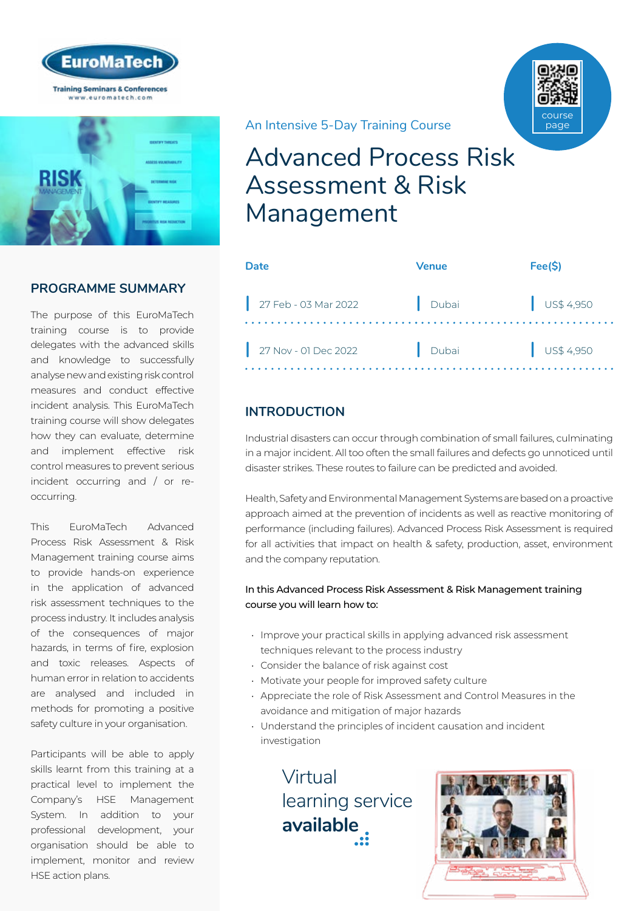An Intensive 5-Day Training Course

# Advanced Process Risk Assessment & Risk Management

| Date | Venue | Fee($) |
| --- | --- | --- |
| 27 Feb - 03 Mar 2022 | Dubai | US$ 4,950 |
| 27 Nov - 01 Dec 2022 | Dubai | US$ 4,950 |

## PROGRAMME SUMMARY

The purpose of this EuroMaTech training course is to provide delegates with the advanced skills and knowledge to successfully analyse new and existing risk control measures and conduct effective incident analysis. This EuroMaTech training course will show delegates how they can evaluate, determine and implement effective risk control measures to prevent serious incident occurring and / or re-occurring.

This EuroMaTech Advanced Process Risk Assessment & Risk Management training course aims to provide hands-on experience in the application of advanced risk assessment techniques to the process industry. It includes analysis of the consequences of major hazards, in terms of fire, explosion and toxic releases. Aspects of human error in relation to accidents are analysed and included in methods for promoting a positive safety culture in your organisation.

Participants will be able to apply skills learnt from this training at a practical level to implement the Company's HSE Management System. In addition to your professional development, your organisation should be able to implement, monitor and review HSE action plans.

## INTRODUCTION

Industrial disasters can occur through combination of small failures, culminating in a major incident. All too often the small failures and defects go unnoticed until disaster strikes. These routes to failure can be predicted and avoided.

Health, Safety and Environmental Management Systems are based on a proactive approach aimed at the prevention of incidents as well as reactive monitoring of performance (including failures). Advanced Process Risk Assessment is required for all activities that impact on health & safety, production, asset, environment and the company reputation.

In this Advanced Process Risk Assessment & Risk Management training course you will learn how to:

- Improve your practical skills in applying advanced risk assessment techniques relevant to the process industry
- Consider the balance of risk against cost
- Motivate your people for improved safety culture
- Appreciate the role of Risk Assessment and Control Measures in the avoidance and mitigation of major hazards
- Understand the principles of incident causation and incident investigation

Virtual learning service **available**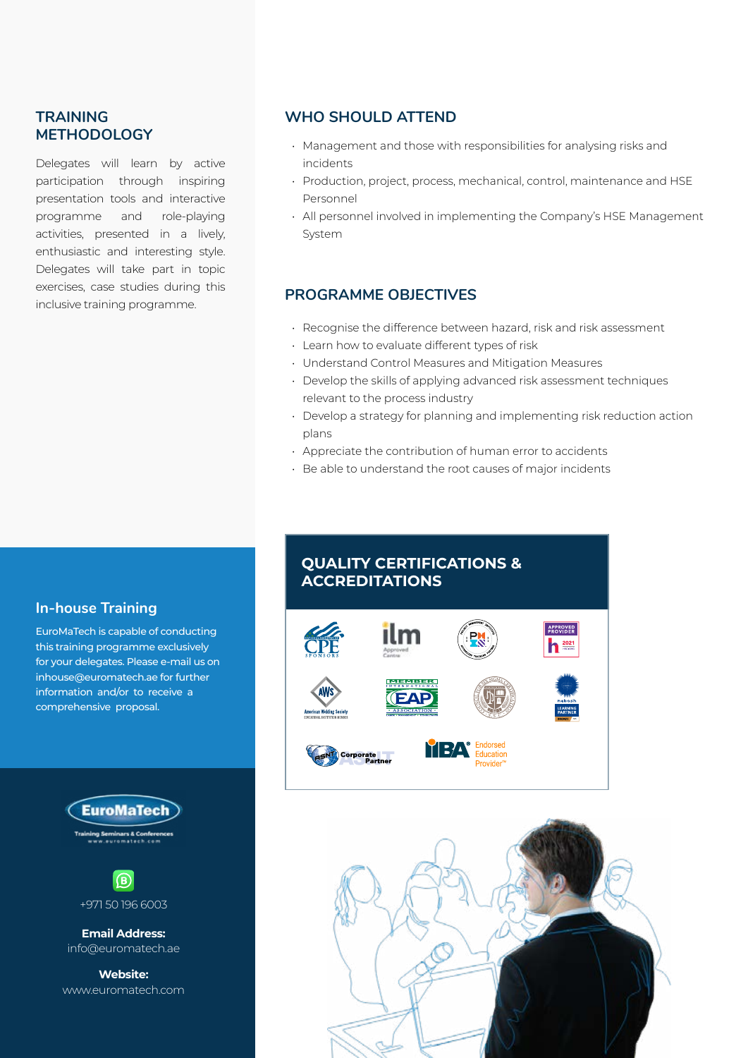## TRAINING METHODOLOGY

Delegates will learn by active participation through inspiring presentation tools and interactive programme and role-playing activities, presented in a lively, enthusiastic and interesting style. Delegates will take part in topic exercises, case studies during this inclusive training programme.

## WHO SHOULD ATTEND

- Management and those with responsibilities for analysing risks and incidents
- Production, project, process, mechanical, control, maintenance and HSE Personnel
- All personnel involved in implementing the Company's HSE Management System

## PROGRAMME OBJECTIVES

- Recognise the difference between hazard, risk and risk assessment
- Learn how to evaluate different types of risk
- Understand Control Measures and Mitigation Measures
- Develop the skills of applying advanced risk assessment techniques relevant to the process industry
- Develop a strategy for planning and implementing risk reduction action plans
- Appreciate the contribution of human error to accidents
- Be able to understand the root causes of major incidents

## In-house Training

EuroMaTech is capable of conducting this training programme exclusively for your delegates. Please e-mail us on inhouse@euromatech.ae for further information and/or to receive a comprehensive proposal.

## QUALITY CERTIFICATIONS & ACCREDITATIONS

EuroMaTech
Training Seminars & Conferences
www.euromatech.com

+971 50 196 6003

**Email Address:**
info@euromatech.ae

**Website:**
www.euromatech.com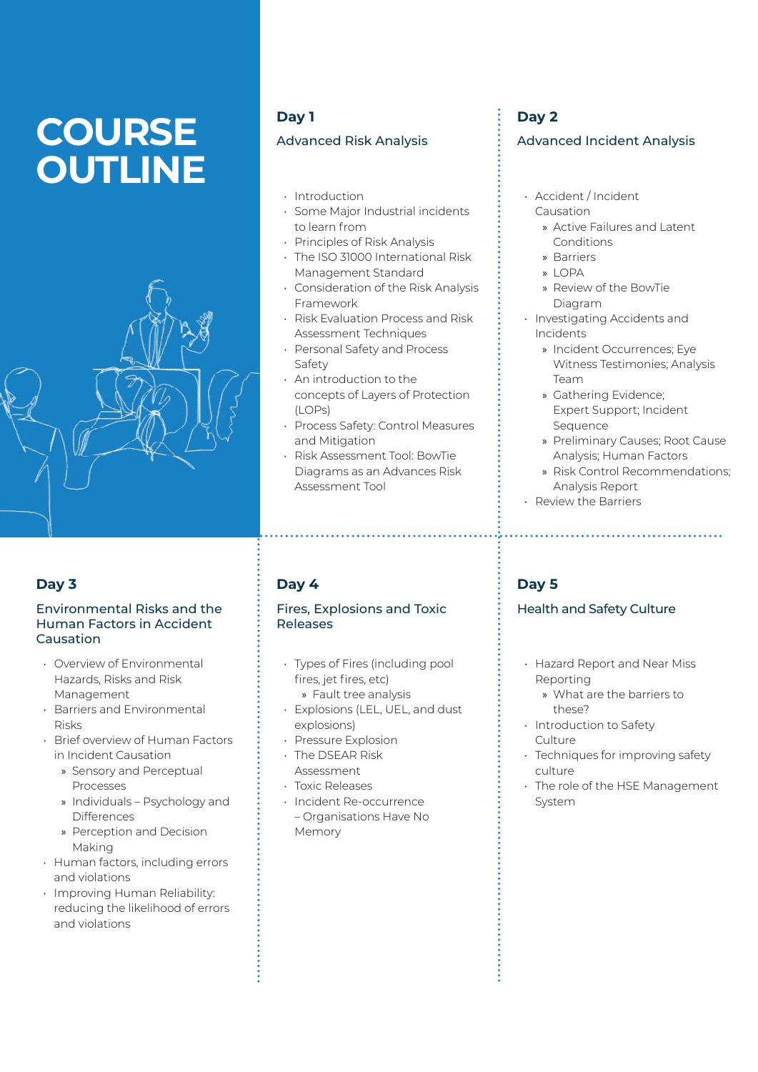# COURSE OUTLINE

## Day 1

### Advanced Risk Analysis

- Introduction
- Some Major Industrial incidents to learn from
- Principles of Risk Analysis
- The ISO 31000 International Risk Management Standard
- Consideration of the Risk Analysis Framework
- Risk Evaluation Process and Risk Assessment Techniques
- Personal Safety and Process Safety
- An introduction to the concepts of Layers of Protection (LOPs)
- Process Safety: Control Measures and Mitigation
- Risk Assessment Tool: BowTie Diagrams as an Advances Risk Assessment Tool

## Day 2

### Advanced Incident Analysis

- Accident / Incident Causation
  - Active Failures and Latent Conditions
  - Barriers
  - LOPA
  - Review of the BowTie Diagram
- Investigating Accidents and Incidents
  - Incident Occurrences; Eye Witness Testimonies; Analysis Team
  - Gathering Evidence; Expert Support; Incident Sequence
  - Preliminary Causes; Root Cause Analysis; Human Factors
  - Risk Control Recommendations; Analysis Report
- Review the Barriers

## Day 3

### Environmental Risks and the Human Factors in Accident Causation

- Overview of Environmental Hazards, Risks and Risk Management
- Barriers and Environmental Risks
- Brief overview of Human Factors in Incident Causation
  - Sensory and Perceptual Processes
  - Individuals – Psychology and Differences
  - Perception and Decision Making
- Human factors, including errors and violations
- Improving Human Reliability: reducing the likelihood of errors and violations

## Day 4

### Fires, Explosions and Toxic Releases

- Types of Fires (including pool fires, jet fires, etc)
  - Fault tree analysis
- Explosions (LEL, UEL, and dust explosions)
- Pressure Explosion
- The DSEAR Risk Assessment
- Toxic Releases
- Incident Re-occurrence – Organisations Have No Memory

## Day 5

### Health and Safety Culture

- Hazard Report and Near Miss Reporting
  - What are the barriers to these?
- Introduction to Safety Culture
- Techniques for improving safety culture
- The role of the HSE Management System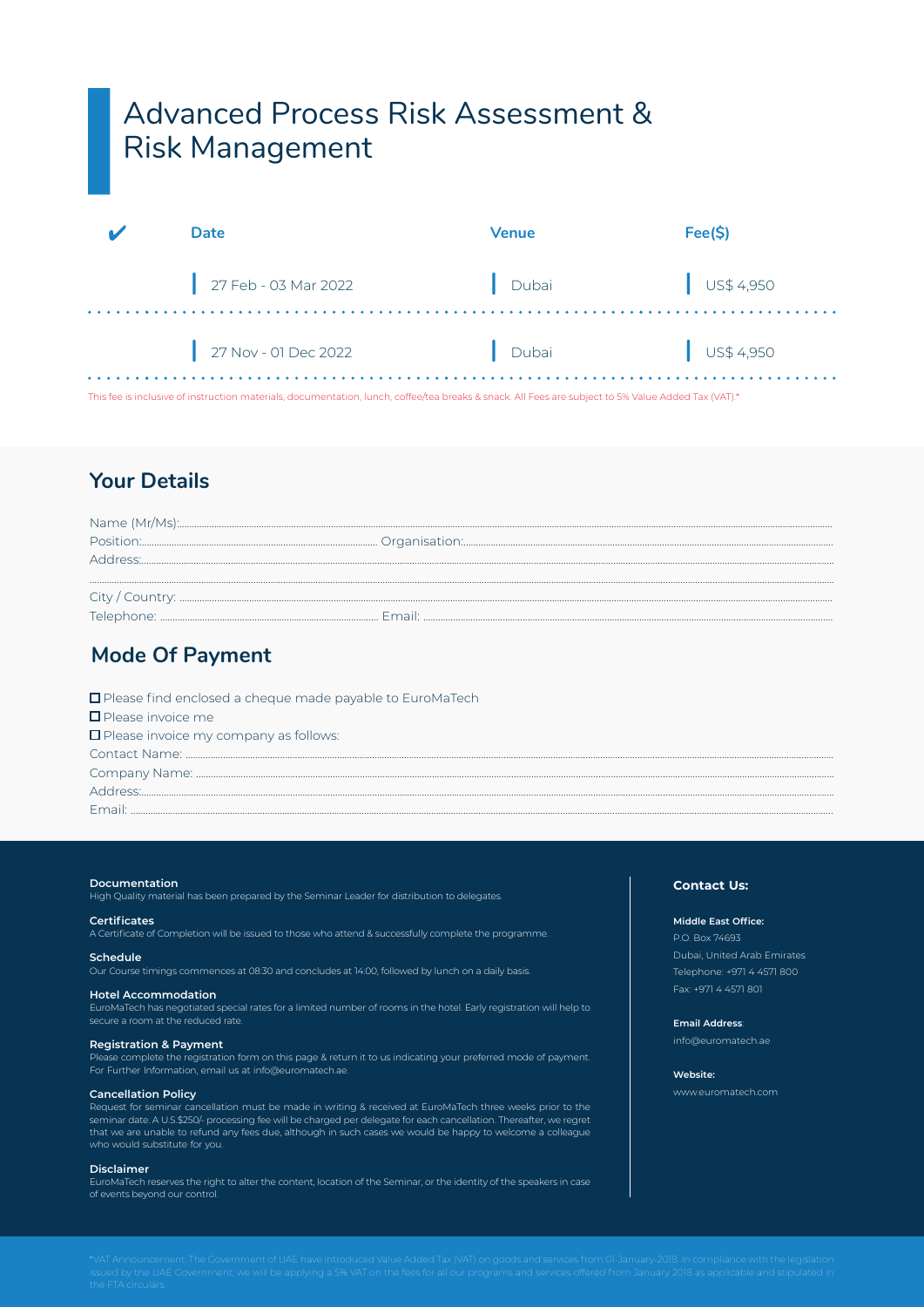# Advanced Process Risk Assessment & Risk Management

| ✔ | Date | Venue | Fee($) |
|---|---|---|---|
| | 27 Feb - 03 Mar 2022 | Dubai | US$ 4,950 |
| | 27 Nov - 01 Dec 2022 | Dubai | US$ 4,950 |

This fee is inclusive of instruction materials, documentation, lunch, coffee/tea breaks & snack. All Fees are subject to 5% Value Added Tax (VAT).*

## Your Details

Name (Mr/Ms):..........................................

Position:.......................... Organisation:..........................

Address:..........................................

..........................................

City / Country: ..........................................

Telephone: .......................... Email: ..........................

## Mode Of Payment

☐ Please find enclosed a cheque made payable to EuroMaTech

☐ Please invoice me

☐ Please invoice my company as follows:

Contact Name: ..........................................

Company Name: ..........................................

Address:..........................................

Email: ..........................................

**Documentation**
High Quality material has been prepared by the Seminar Leader for distribution to delegates.

**Certificates**
A Certificate of Completion will be issued to those who attend & successfully complete the programme.

**Schedule**
Our Course timings commences at 08:30 and concludes at 14:00, followed by lunch on a daily basis.

**Hotel Accommodation**
EuroMaTech has negotiated special rates for a limited number of rooms in the hotel. Early registration will help to secure a room at the reduced rate.

**Registration & Payment**
Please complete the registration form on this page & return it to us indicating your preferred mode of payment. For Further Information, email us at info@euromatech.ae.

**Cancellation Policy**
Request for seminar cancellation must be made in writing & received at EuroMaTech three weeks prior to the seminar date. A U.S $250/- processing fee will be charged per delegate for each cancellation. Thereafter, we regret that we are unable to refund any fees due, although in such cases we would be happy to welcome a colleague who would substitute for you.

**Disclaimer**
EuroMaTech reserves the right to alter the content, location of the Seminar, or the identity of the speakers in case of events beyond our control.

**Contact Us:**

**Middle East Office:**
P.O. Box 74693
Dubai, United Arab Emirates
Telephone: +971 4 4571 800
Fax: +971 4 4571 801

**Email Address**
info@euromatech.ae

**Website:**
www.euromatech.com

*VAT Announcement: The Government of UAE have introduced Value Added Tax (VAT) on goods and services from 01-January-2018. In compliance with the legislation issued by the UAE Government, we will be applying a 5% VAT on the fees for all our programs and services offered from January 2018 as applicable and stipulated in the FTA circulars.